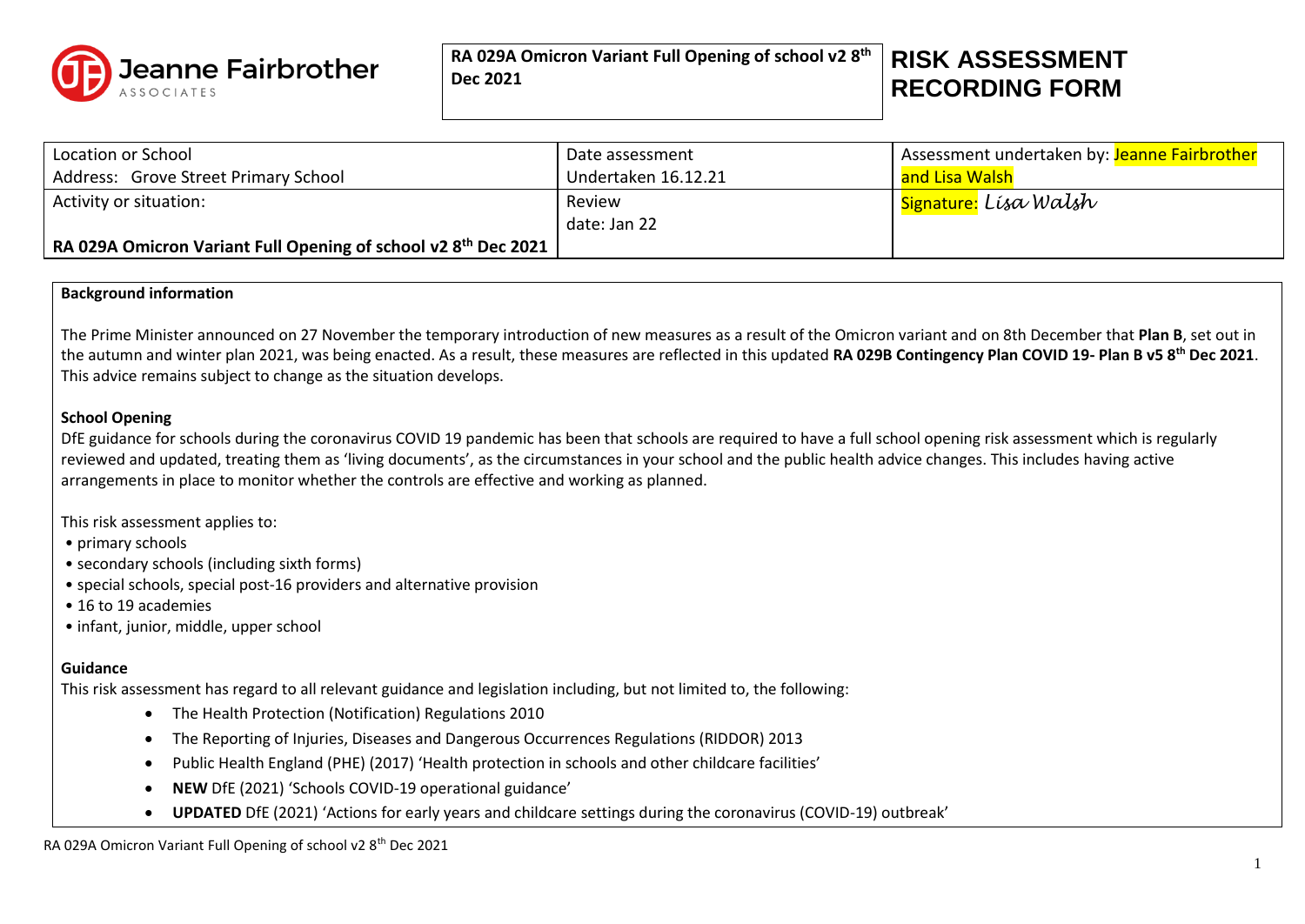Jeanne Fairbrother ASSOCIATES

**RA 029A Omicron Variant Full Opening of school v2 8th Dec 2021**

# RISK ASSESSMENT RECORDING FORM

| Location or School<br>Address: Grove Street Primary School | Date assessment<br>Undertaken 16.12.21 | Assessment undertaken by: Jeanne Fairbrother and Lisa Walsh |
|---|---|---|
| Activity or situation:<br><br>**RA 029A Omicron Variant Full Opening of school v2 8th Dec 2021** | Review<br>date: Jan 22 | Signature: *Lisa Walsh* |

**Background information**

The Prime Minister announced on 27 November the temporary introduction of new measures as a result of the Omicron variant and on 8th December that **Plan B**, set out in the autumn and winter plan 2021, was being enacted. As a result, these measures are reflected in this updated **RA 029B Contingency Plan COVID 19- Plan B v5 8th Dec 2021**. This advice remains subject to change as the situation develops.

**School Opening**

DfE guidance for schools during the coronavirus COVID 19 pandemic has been that schools are required to have a full school opening risk assessment which is regularly reviewed and updated, treating them as 'living documents', as the circumstances in your school and the public health advice changes. This includes having active arrangements in place to monitor whether the controls are effective and working as planned.

This risk assessment applies to:

- primary schools
- secondary schools (including sixth forms)
- special schools, special post-16 providers and alternative provision
- 16 to 19 academies
- infant, junior, middle, upper school

**Guidance**

This risk assessment has regard to all relevant guidance and legislation including, but not limited to, the following:

- The Health Protection (Notification) Regulations 2010
- The Reporting of Injuries, Diseases and Dangerous Occurrences Regulations (RIDDOR) 2013
- Public Health England (PHE) (2017) 'Health protection in schools and other childcare facilities'
- **NEW** DfE (2021) 'Schools COVID-19 operational guidance'
- **UPDATED** DfE (2021) 'Actions for early years and childcare settings during the coronavirus (COVID-19) outbreak'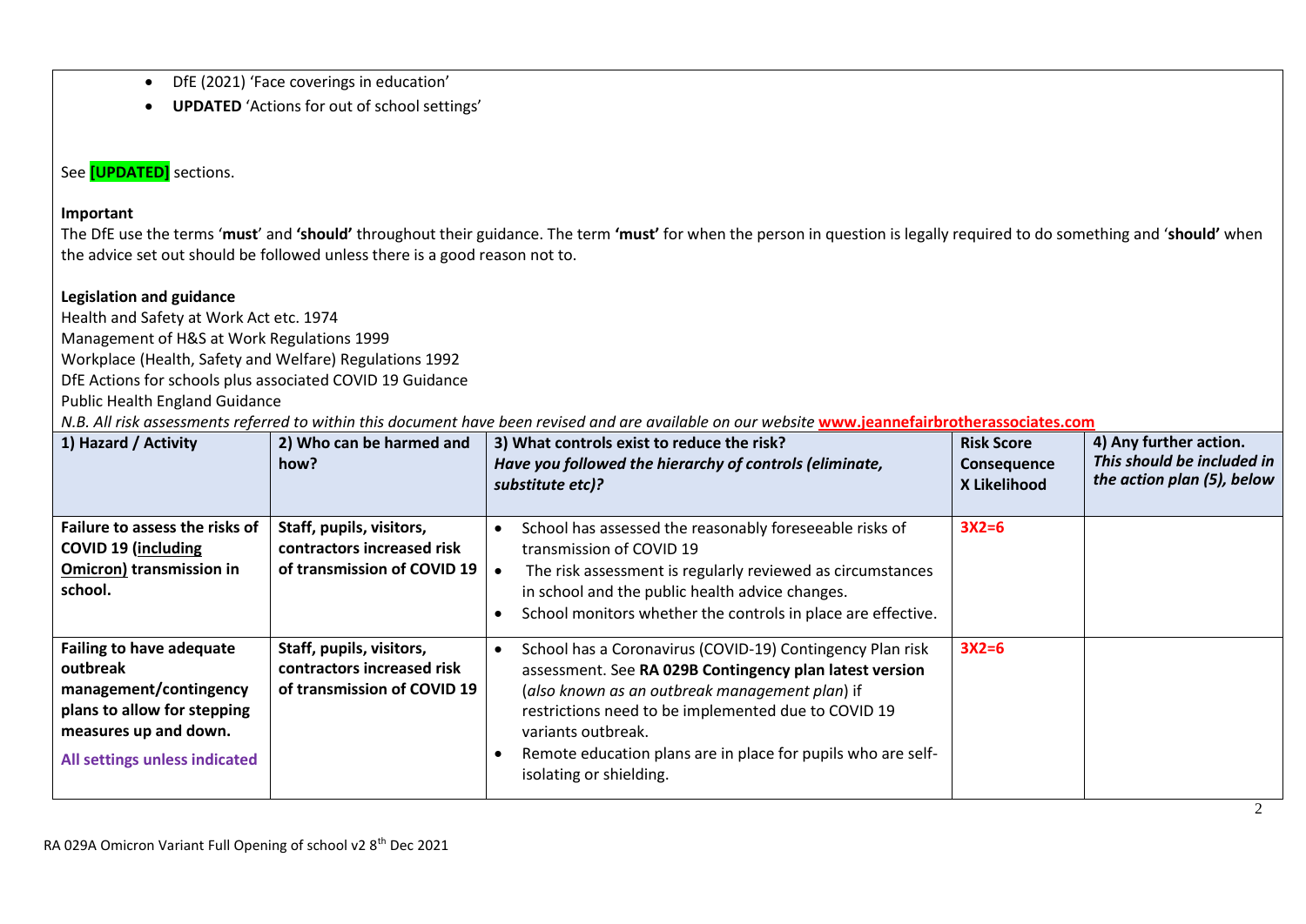- DfE (2021) 'Face coverings in education'
- **UPDATED** 'Actions for out of school settings'

See **[UPDATED]** sections.

**Important**

The DfE use the terms '**must**' and **'should'** throughout their guidance. The term **'must'** for when the person in question is legally required to do something and '**should**' when the advice set out should be followed unless there is a good reason not to.

**Legislation and guidance**

Health and Safety at Work Act etc. 1974
Management of H&S at Work Regulations 1999
Workplace (Health, Safety and Welfare) Regulations 1992
DfE Actions for schools plus associated COVID 19 Guidance
Public Health England Guidance

*N.B. All risk assessments referred to within this document have been revised and are available on our website* **www.jeannefairbrotherassociates.com**

| **1) Hazard / Activity** | **2) Who can be harmed and how?** | **3) What controls exist to reduce the risk?** *Have you followed the hierarchy of controls (eliminate, substitute etc)?* | **Risk Score Consequence X Likelihood** | **4) Any further action.** *This should be included in the action plan (5), below* |
|---|---|---|---|---|
| **Failure to assess the risks of COVID 19 (including Omicron) transmission in school.** | **Staff, pupils, visitors, contractors increased risk of transmission of COVID 19** | • School has assessed the reasonably foreseeable risks of transmission of COVID 19<br>• The risk assessment is regularly reviewed as circumstances in school and the public health advice changes.<br>• School monitors whether the controls in place are effective. | **3X2=6** | |
| **Failing to have adequate outbreak management/contingency plans to allow for stepping measures up and down.**<br>**All settings unless indicated** | **Staff, pupils, visitors, contractors increased risk of transmission of COVID 19** | • School has a Coronavirus (COVID-19) Contingency Plan risk assessment. See **RA 029B Contingency plan latest version** (*also known as an outbreak management plan*) if restrictions need to be implemented due to COVID 19 variants outbreak.<br>• Remote education plans are in place for pupils who are self-isolating or shielding. | **3X2=6** | |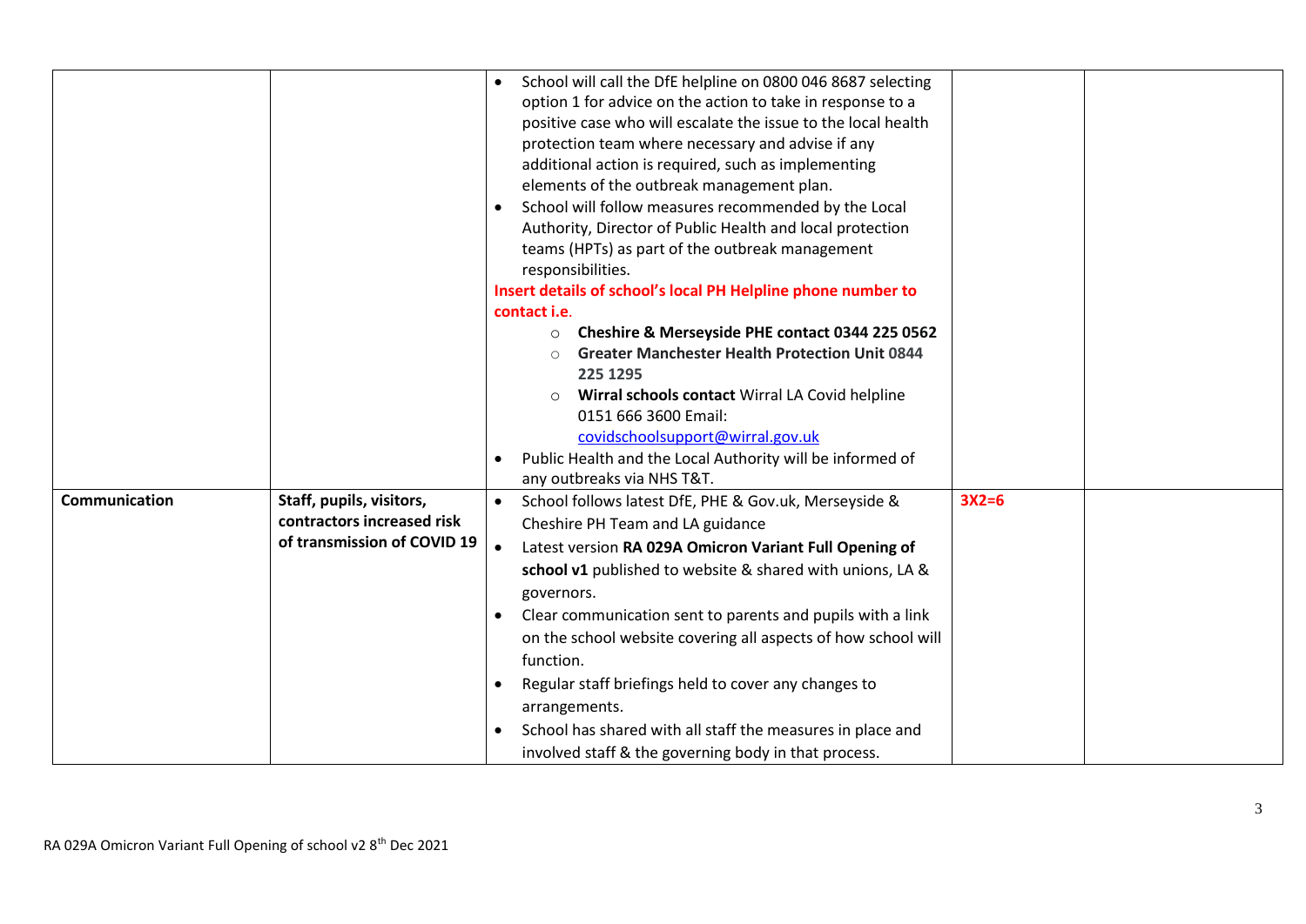| | | | | |
|---|---|---|---|---|
| | | • School will call the DfE helpline on 0800 046 8687 selecting option 1 for advice on the action to take in response to a positive case who will escalate the issue to the local health protection team where necessary and advise if any additional action is required, such as implementing elements of the outbreak management plan.<br>• School will follow measures recommended by the Local Authority, Director of Public Health and local protection teams (HPTs) as part of the outbreak management responsibilities.<br>**Insert details of school's local PH Helpline phone number to contact i.e.**<br>o **Cheshire & Merseyside PHE contact 0344 225 0562**<br>o **Greater Manchester Health Protection Unit 0844 225 1295**<br>o **Wirral schools contact** Wirral LA Covid helpline 0151 666 3600 Email: covidschoolsupport@wirral.gov.uk<br>• Public Health and the Local Authority will be informed of any outbreaks via NHS T&T. | | |
| **Communication** | **Staff, pupils, visitors, contractors increased risk of transmission of COVID 19** | • School follows latest DfE, PHE & Gov.uk, Merseyside & Cheshire PH Team and LA guidance<br>• Latest version **RA 029A Omicron Variant Full Opening of school v1** published to website & shared with unions, LA & governors.<br>• Clear communication sent to parents and pupils with a link on the school website covering all aspects of how school will function.<br>• Regular staff briefings held to cover any changes to arrangements.<br>• School has shared with all staff the measures in place and involved staff & the governing body in that process. | **3X2=6** | |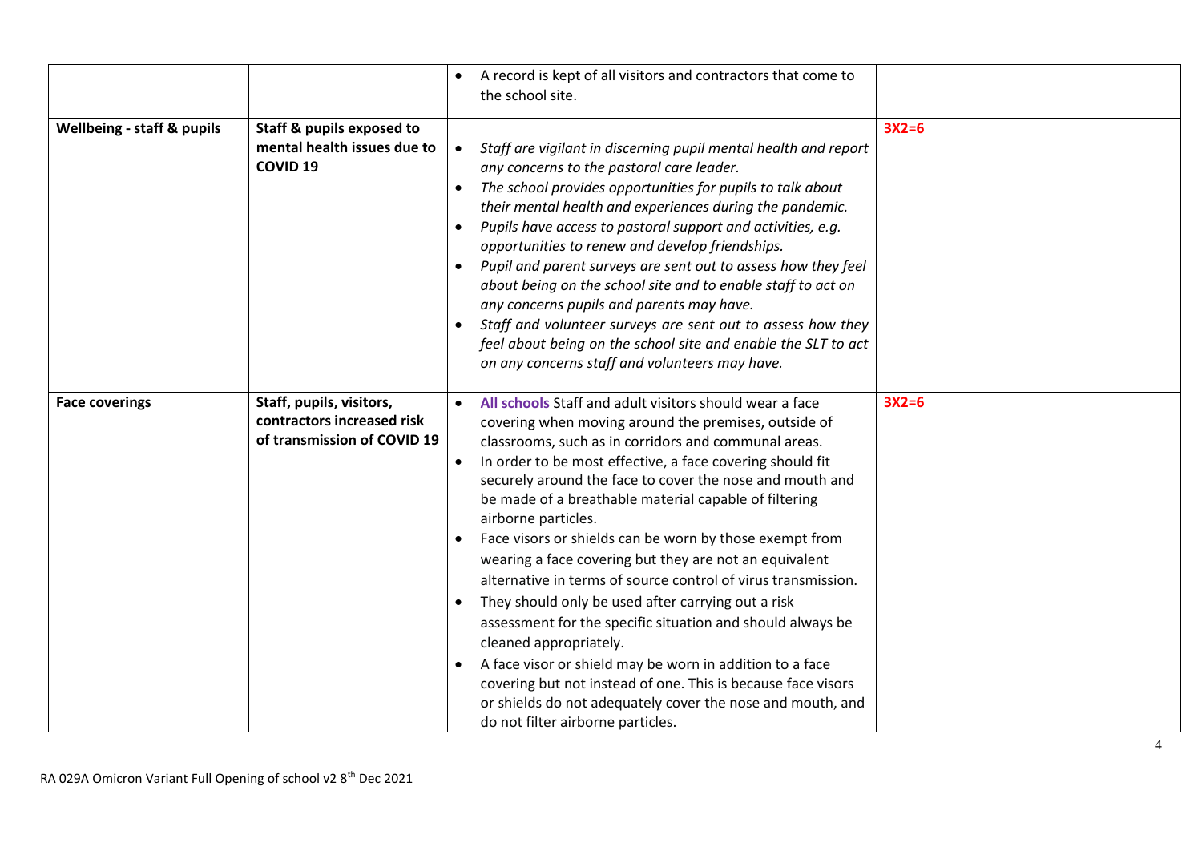| | | | | |
|---|---|---|---|---|
| | | • A record is kept of all visitors and contractors that come to the school site. | | |
| **Wellbeing - staff & pupils** | **Staff & pupils exposed to mental health issues due to COVID 19** | • *Staff are vigilant in discerning pupil mental health and report any concerns to the pastoral care leader.*<br>• *The school provides opportunities for pupils to talk about their mental health and experiences during the pandemic.*<br>• *Pupils have access to pastoral support and activities, e.g. opportunities to renew and develop friendships.*<br>• *Pupil and parent surveys are sent out to assess how they feel about being on the school site and to enable staff to act on any concerns pupils and parents may have.*<br>• *Staff and volunteer surveys are sent out to assess how they feel about being on the school site and enable the SLT to act on any concerns staff and volunteers may have.* | 3X2=6 | |
| **Face coverings** | **Staff, pupils, visitors, contractors increased risk of transmission of COVID 19** | • All schools Staff and adult visitors should wear a face covering when moving around the premises, outside of classrooms, such as in corridors and communal areas.<br>• In order to be most effective, a face covering should fit securely around the face to cover the nose and mouth and be made of a breathable material capable of filtering airborne particles.<br>• Face visors or shields can be worn by those exempt from wearing a face covering but they are not an equivalent alternative in terms of source control of virus transmission.<br>• They should only be used after carrying out a risk assessment for the specific situation and should always be cleaned appropriately.<br>• A face visor or shield may be worn in addition to a face covering but not instead of one. This is because face visors or shields do not adequately cover the nose and mouth, and do not filter airborne particles. | 3X2=6 | |

RA 029A Omicron Variant Full Opening of school v2 8th Dec 2021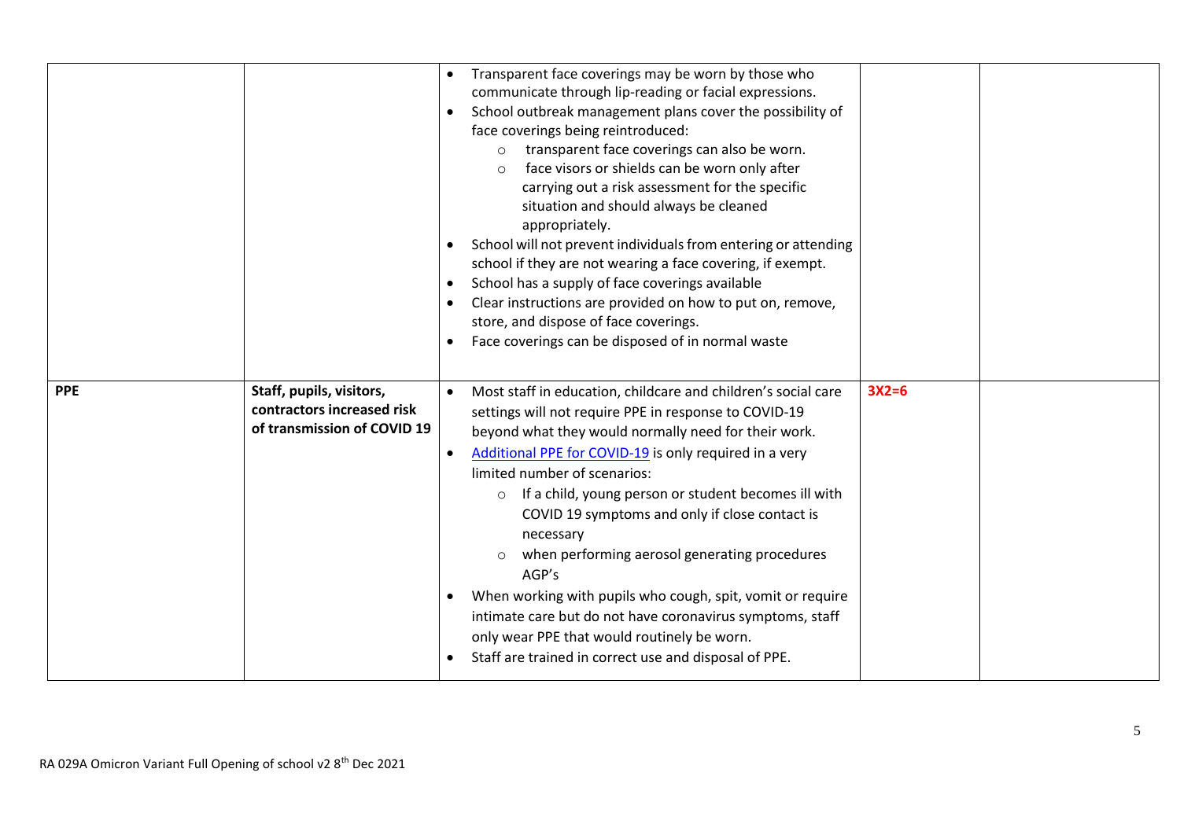| | | | | |
|---|---|---|---|---|
| | | • Transparent face coverings may be worn by those who communicate through lip-reading or facial expressions.<br>• School outbreak management plans cover the possibility of face coverings being reintroduced:<br>  ○ transparent face coverings can also be worn.<br>  ○ face visors or shields can be worn only after carrying out a risk assessment for the specific situation and should always be cleaned appropriately.<br>• School will not prevent individuals from entering or attending school if they are not wearing a face covering, if exempt.<br>• School has a supply of face coverings available<br>• Clear instructions are provided on how to put on, remove, store, and dispose of face coverings.<br>• Face coverings can be disposed of in normal waste | | |
| **PPE** | **Staff, pupils, visitors, contractors increased risk of transmission of COVID 19** | • Most staff in education, childcare and children's social care settings will not require PPE in response to COVID-19 beyond what they would normally need for their work.<br>• [Additional PPE for COVID-19] is only required in a very limited number of scenarios:<br>  ○ If a child, young person or student becomes ill with COVID 19 symptoms and only if close contact is necessary<br>  ○ when performing aerosol generating procedures AGP's<br>• When working with pupils who cough, spit, vomit or require intimate care but do not have coronavirus symptoms, staff only wear PPE that would routinely be worn.<br>• Staff are trained in correct use and disposal of PPE. | **3X2=6** | |

RA 029A Omicron Variant Full Opening of school v2 8th Dec 2021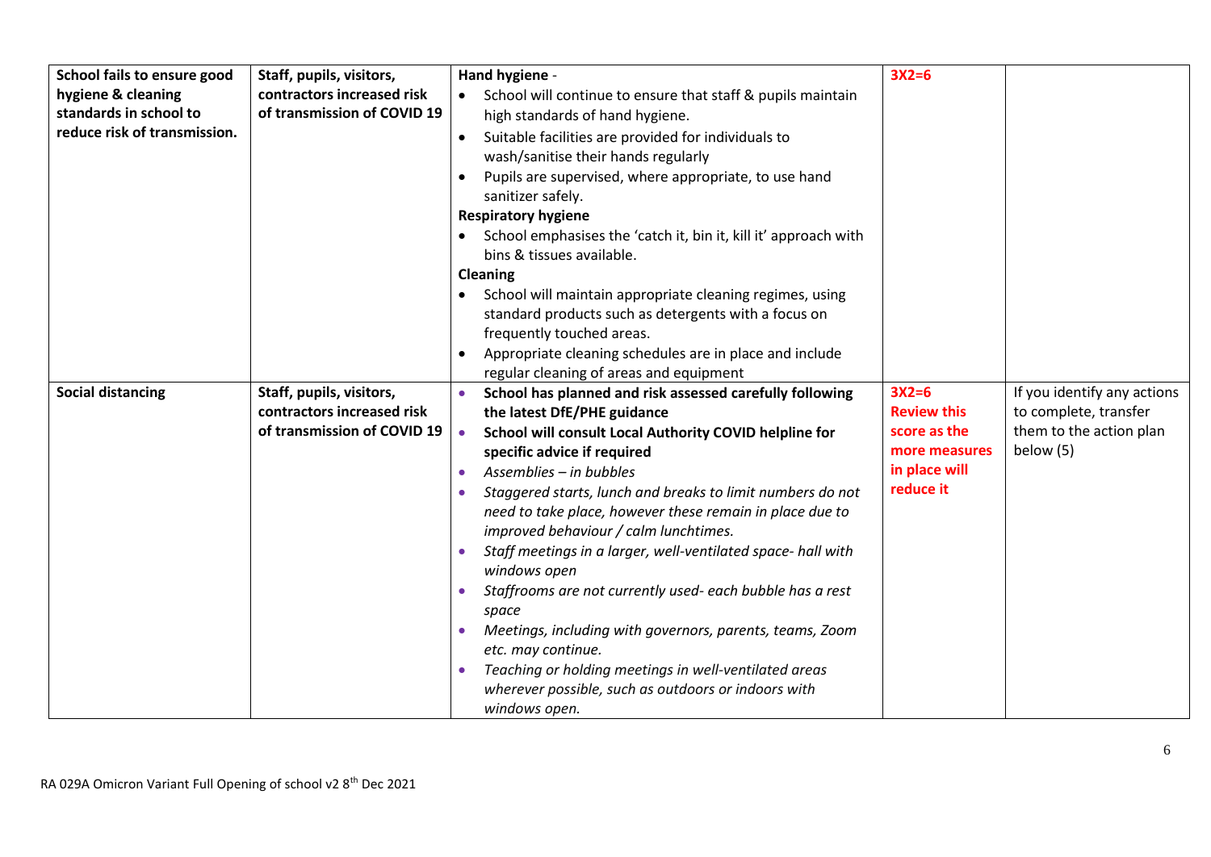| | | | | |
|---|---|---|---|---|
| **School fails to ensure good hygiene & cleaning standards in school to reduce risk of transmission.** | **Staff, pupils, visitors, contractors increased risk of transmission of COVID 19** | **Hand hygiene** -<br>• School will continue to ensure that staff & pupils maintain high standards of hand hygiene.<br>• Suitable facilities are provided for individuals to wash/sanitise their hands regularly<br>• Pupils are supervised, where appropriate, to use hand sanitizer safely.<br>**Respiratory hygiene**<br>• School emphasises the 'catch it, bin it, kill it' approach with bins & tissues available.<br>**Cleaning**<br>• School will maintain appropriate cleaning regimes, using standard products such as detergents with a focus on frequently touched areas.<br>• Appropriate cleaning schedules are in place and include regular cleaning of areas and equipment | **3X2=6** | |
| **Social distancing** | **Staff, pupils, visitors, contractors increased risk of transmission of COVID 19** | • **School has planned and risk assessed carefully following the latest DfE/PHE guidance**<br>• **School will consult Local Authority COVID helpline for specific advice if required**<br>• *Assemblies – in bubbles*<br>• *Staggered starts, lunch and breaks to limit numbers do not need to take place, however these remain in place due to improved behaviour / calm lunchtimes.*<br>• *Staff meetings in a larger, well-ventilated space- hall with windows open*<br>• *Staffrooms are not currently used- each bubble has a rest space*<br>• *Meetings, including with governors, parents, teams, Zoom etc. may continue.*<br>• *Teaching or holding meetings in well-ventilated areas wherever possible, such as outdoors or indoors with windows open.* | **3X2=6**<br>**Review this score as the more measures in place will reduce it** | If you identify any actions to complete, transfer them to the action plan below (5) |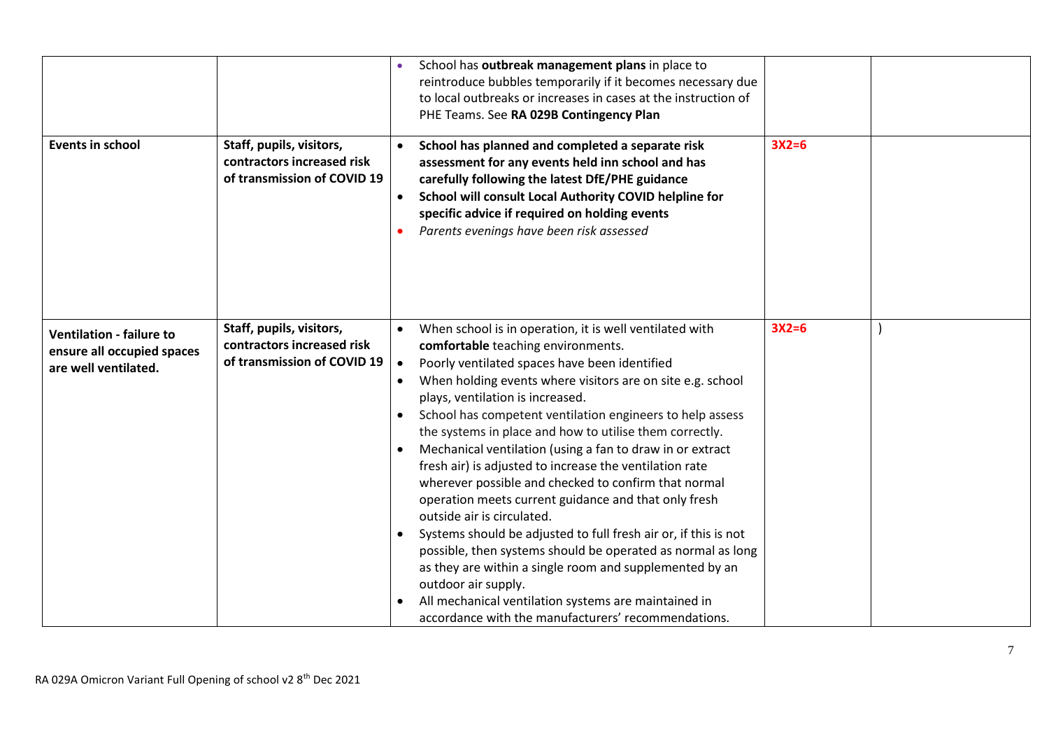| | | | | |
|---|---|---|---|---|
| | | • School has **outbreak management plans** in place to reintroduce bubbles temporarily if it becomes necessary due to local outbreaks or increases in cases at the instruction of PHE Teams. See **RA 029B Contingency Plan** | | |
| **Events in school** | **Staff, pupils, visitors, contractors increased risk of transmission of COVID 19** | • **School has planned and completed a separate risk assessment for any events held inn school and has carefully following the latest DfE/PHE guidance**<br>• **School will consult Local Authority COVID helpline for specific advice if required on holding events**<br>• *Parents evenings have been risk assessed* | **3X2=6** | |
| **Ventilation - failure to ensure all occupied spaces are well ventilated.** | **Staff, pupils, visitors, contractors increased risk of transmission of COVID 19** | • When school is in operation, it is well ventilated with **comfortable** teaching environments.<br>• Poorly ventilated spaces have been identified<br>• When holding events where visitors are on site e.g. school plays, ventilation is increased.<br>• School has competent ventilation engineers to help assess the systems in place and how to utilise them correctly.<br>• Mechanical ventilation (using a fan to draw in or extract fresh air) is adjusted to increase the ventilation rate wherever possible and checked to confirm that normal operation meets current guidance and that only fresh outside air is circulated.<br>• Systems should be adjusted to full fresh air or, if this is not possible, then systems should be operated as normal as long as they are within a single room and supplemented by an outdoor air supply.<br>• All mechanical ventilation systems are maintained in accordance with the manufacturers' recommendations. | **3X2=6** | ) |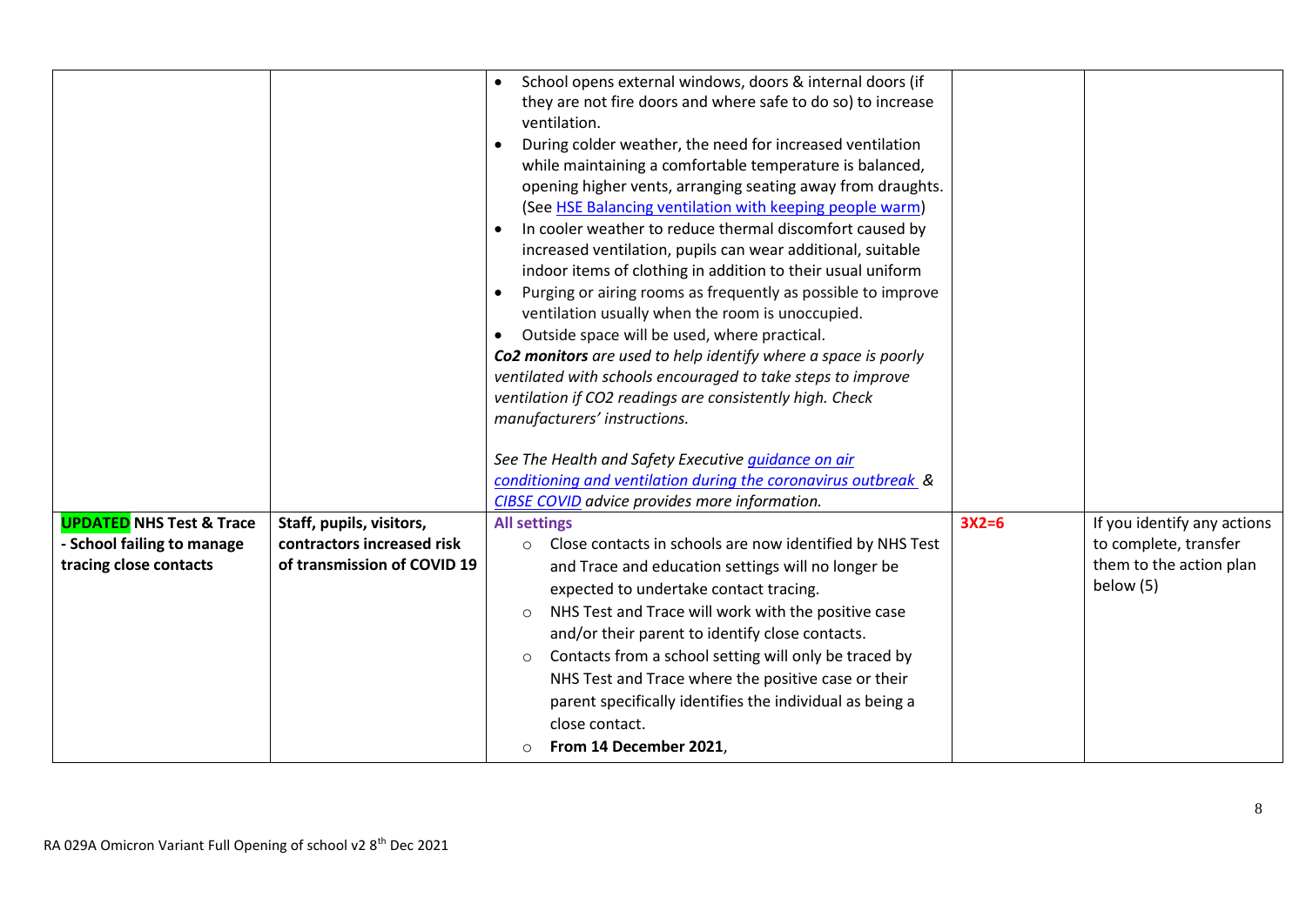| | | | | |
|---|---|---|---|---|
| | | • School opens external windows, doors & internal doors (if they are not fire doors and where safe to do so) to increase ventilation.<br>• During colder weather, the need for increased ventilation while maintaining a comfortable temperature is balanced, opening higher vents, arranging seating away from draughts. (See HSE Balancing ventilation with keeping people warm)<br>• In cooler weather to reduce thermal discomfort caused by increased ventilation, pupils can wear additional, suitable indoor items of clothing in addition to their usual uniform<br>• Purging or airing rooms as frequently as possible to improve ventilation usually when the room is unoccupied.<br>• Outside space will be used, where practical.<br>***Co2 monitors*** *are used to help identify where a space is poorly ventilated with schools encouraged to take steps to improve ventilation if CO2 readings are consistently high. Check manufacturers' instructions.*<br><br>*See The Health and Safety Executive guidance on air conditioning and ventilation during the coronavirus outbreak & CIBSE COVID advice provides more information.* | | |
| **UPDATED NHS Test & Trace - School failing to manage tracing close contacts** | **Staff, pupils, visitors, contractors increased risk of transmission of COVID 19** | **All settings**<br>○ Close contacts in schools are now identified by NHS Test and Trace and education settings will no longer be expected to undertake contact tracing.<br>○ NHS Test and Trace will work with the positive case and/or their parent to identify close contacts.<br>○ Contacts from a school setting will only be traced by NHS Test and Trace where the positive case or their parent specifically identifies the individual as being a close contact.<br>○ **From 14 December 2021**, | **3X2=6** | If you identify any actions to complete, transfer them to the action plan below (5) |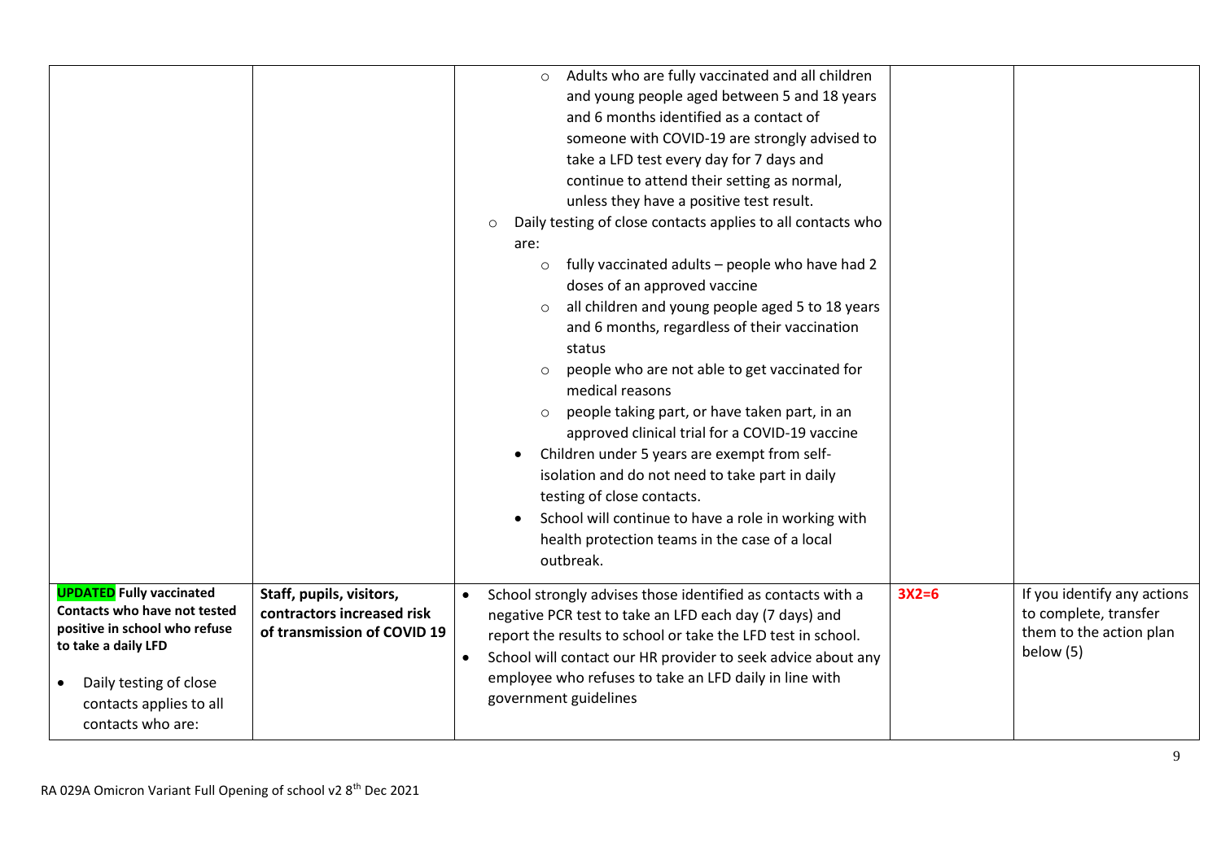| | | | | |
|---|---|---|---|---|
| | | ○ Adults who are fully vaccinated and all children and young people aged between 5 and 18 years and 6 months identified as a contact of someone with COVID-19 are strongly advised to take a LFD test every day for 7 days and continue to attend their setting as normal, unless they have a positive test result.<br>○ Daily testing of close contacts applies to all contacts who are:<br>○ fully vaccinated adults – people who have had 2 doses of an approved vaccine<br>○ all children and young people aged 5 to 18 years and 6 months, regardless of their vaccination status<br>○ people who are not able to get vaccinated for medical reasons<br>○ people taking part, or have taken part, in an approved clinical trial for a COVID-19 vaccine<br>• Children under 5 years are exempt from self-isolation and do not need to take part in daily testing of close contacts.<br>• School will continue to have a role in working with health protection teams in the case of a local outbreak. | | |
| **UPDATED Fully vaccinated Contacts who have not tested positive in school who refuse to take a daily LFD**<br>• Daily testing of close contacts applies to all contacts who are: | **Staff, pupils, visitors, contractors increased risk of transmission of COVID 19** | • School strongly advises those identified as contacts with a negative PCR test to take an LFD each day (7 days) and report the results to school or take the LFD test in school.<br>• School will contact our HR provider to seek advice about any employee who refuses to take an LFD daily in line with government guidelines | **3X2=6** | If you identify any actions to complete, transfer them to the action plan below (5) |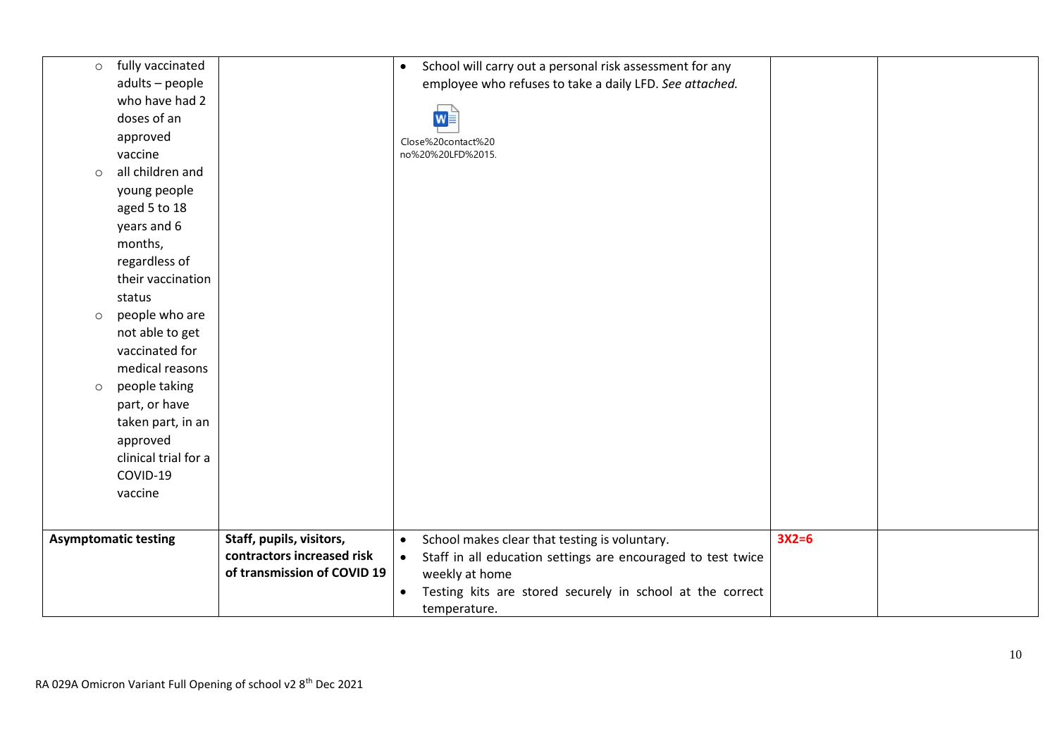| | | | | |
|---|---|---|---|---|
| <ul><li>fully vaccinated adults – people who have had 2 doses of an approved vaccine</li><li>all children and young people aged 5 to 18 years and 6 months, regardless of their vaccination status</li><li>people who are not able to get vaccinated for medical reasons</li><li>people taking part, or have taken part, in an approved clinical trial for a COVID-19 vaccine</li></ul> | | <ul><li>School will carry out a personal risk assessment for any employee who refuses to take a daily LFD. *See attached.*</li></ul> Close%20contact%20no%20%20LFD%2015. | | |
| **Asymptomatic testing** | **Staff, pupils, visitors, contractors increased risk of transmission of COVID 19** | <ul><li>School makes clear that testing is voluntary.</li><li>Staff in all education settings are encouraged to test twice weekly at home</li><li>Testing kits are stored securely in school at the correct temperature.</li></ul> | **3X2=6** | |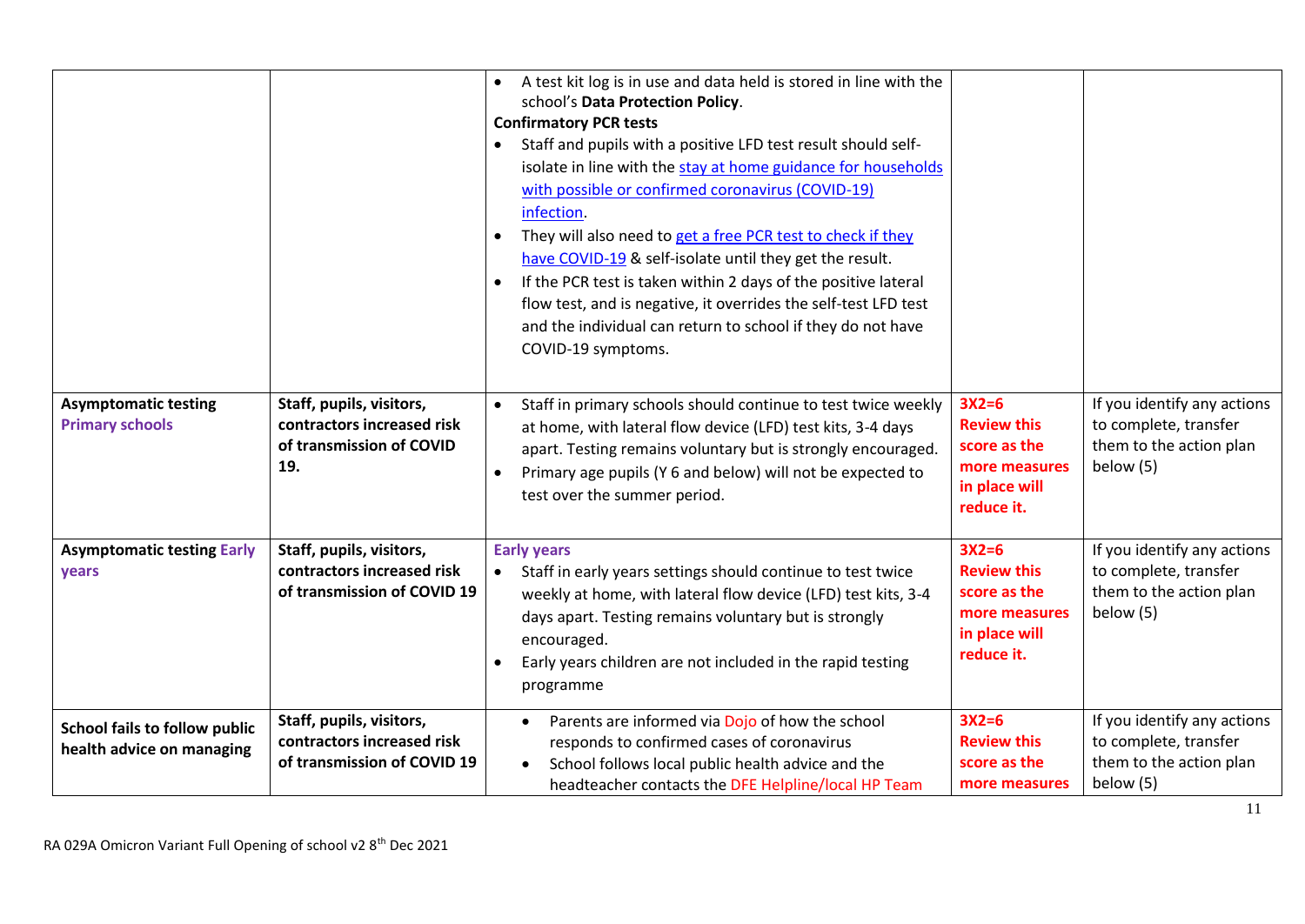| | | | | |
|---|---|---|---|---|
| | | • A test kit log is in use and data held is stored in line with the school's **Data Protection Policy**.<br>**Confirmatory PCR tests**<br>• Staff and pupils with a positive LFD test result should self-isolate in line with the stay at home guidance for households with possible or confirmed coronavirus (COVID-19) infection.<br>• They will also need to get a free PCR test to check if they have COVID-19 & self-isolate until they get the result.<br>• If the PCR test is taken within 2 days of the positive lateral flow test, and is negative, it overrides the self-test LFD test and the individual can return to school if they do not have COVID-19 symptoms. | | |
| **Asymptomatic testing Primary schools** | **Staff, pupils, visitors, contractors increased risk of transmission of COVID 19.** | • Staff in primary schools should continue to test twice weekly at home, with lateral flow device (LFD) test kits, 3-4 days apart. Testing remains voluntary but is strongly encouraged.<br>• Primary age pupils (Y 6 and below) will not be expected to test over the summer period. | **3X2=6 Review this score as the more measures in place will reduce it.** | If you identify any actions to complete, transfer them to the action plan below (5) |
| **Asymptomatic testing Early years** | **Staff, pupils, visitors, contractors increased risk of transmission of COVID 19** | **Early years**<br>• Staff in early years settings should continue to test twice weekly at home, with lateral flow device (LFD) test kits, 3-4 days apart. Testing remains voluntary but is strongly encouraged.<br>• Early years children are not included in the rapid testing programme | **3X2=6 Review this score as the more measures in place will reduce it.** | If you identify any actions to complete, transfer them to the action plan below (5) |
| **School fails to follow public health advice on managing** | **Staff, pupils, visitors, contractors increased risk of transmission of COVID 19** | • Parents are informed via Dojo of how the school responds to confirmed cases of coronavirus<br>• School follows local public health advice and the headteacher contacts the DFE Helpline/local HP Team | **3X2=6 Review this score as the more measures** | If you identify any actions to complete, transfer them to the action plan below (5) |

RA 029A Omicron Variant Full Opening of school v2 8th Dec 2021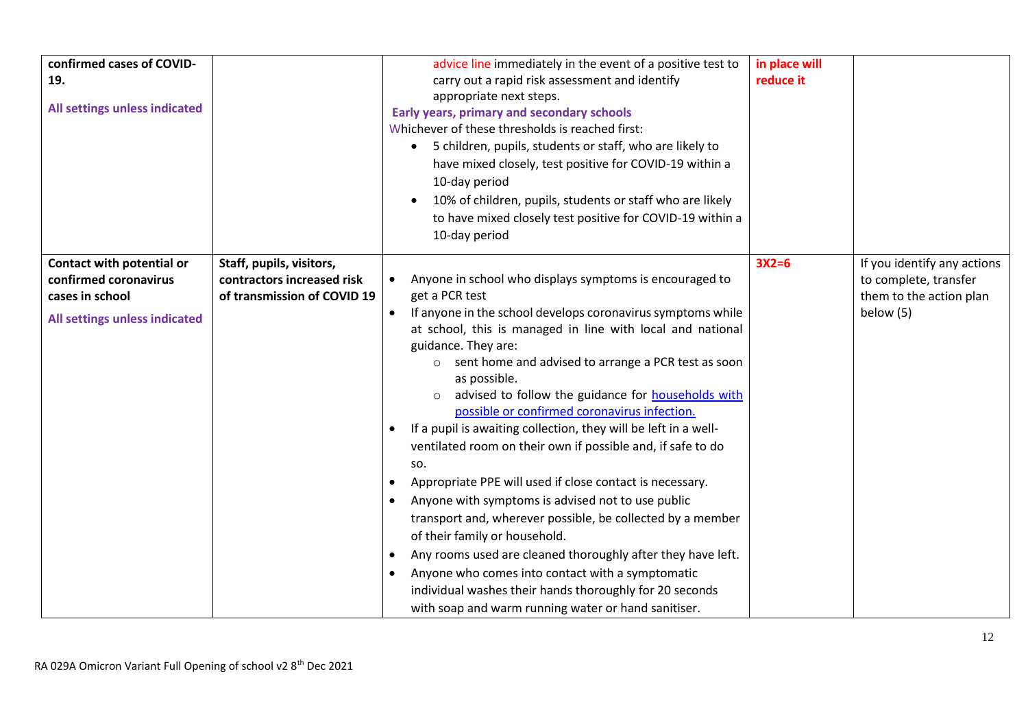| | | | | |
|---|---|---|---|---|
| **confirmed cases of COVID-19.**<br><br>**All settings unless indicated** | | advice line immediately in the event of a positive test to carry out a rapid risk assessment and identify appropriate next steps.<br>**Early years, primary and secondary schools**<br>Whichever of these thresholds is reached first:<br>• 5 children, pupils, students or staff, who are likely to have mixed closely, test positive for COVID-19 within a 10-day period<br>• 10% of children, pupils, students or staff who are likely to have mixed closely test positive for COVID-19 within a 10-day period | **in place will reduce it** | |
| **Contact with potential or confirmed coronavirus cases in school**<br><br>**All settings unless indicated** | **Staff, pupils, visitors, contractors increased risk of transmission of COVID 19** | • Anyone in school who displays symptoms is encouraged to get a PCR test<br>• If anyone in the school develops coronavirus symptoms while at school, this is managed in line with local and national guidance. They are:<br>  ○ sent home and advised to arrange a PCR test as soon as possible.<br>  ○ advised to follow the guidance for [households with possible or confirmed coronavirus infection.]()<br>• If a pupil is awaiting collection, they will be left in a well-ventilated room on their own if possible and, if safe to do so.<br>• Appropriate PPE will used if close contact is necessary.<br>• Anyone with symptoms is advised not to use public transport and, wherever possible, be collected by a member of their family or household.<br>• Any rooms used are cleaned thoroughly after they have left.<br>• Anyone who comes into contact with a symptomatic individual washes their hands thoroughly for 20 seconds with soap and warm running water or hand sanitiser. | **3X2=6** | If you identify any actions to complete, transfer them to the action plan below (5) |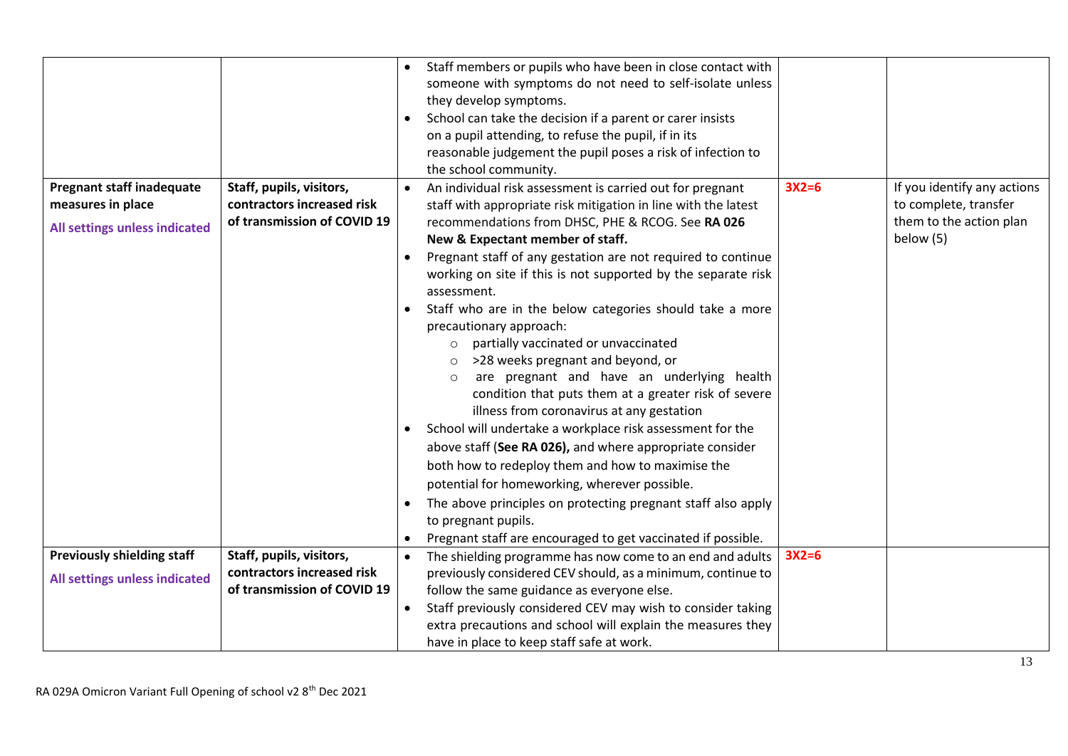| | | | | |
|---|---|---|---|---|
| | | • Staff members or pupils who have been in close contact with someone with symptoms do not need to self-isolate unless they develop symptoms.<br>• School can take the decision if a parent or carer insists on a pupil attending, to refuse the pupil, if in its reasonable judgement the pupil poses a risk of infection to the school community. | | |
| **Pregnant staff inadequate measures in place**<br>**All settings unless indicated** | **Staff, pupils, visitors, contractors increased risk of transmission of COVID 19** | • An individual risk assessment is carried out for pregnant staff with appropriate risk mitigation in line with the latest recommendations from DHSC, PHE & RCOG. See **RA 026 New & Expectant member of staff.**<br>• Pregnant staff of any gestation are not required to continue working on site if this is not supported by the separate risk assessment.<br>• Staff who are in the below categories should take a more precautionary approach:<br>  ○ partially vaccinated or unvaccinated<br>  ○ >28 weeks pregnant and beyond, or<br>  ○ are pregnant and have an underlying health condition that puts them at a greater risk of severe illness from coronavirus at any gestation<br>• School will undertake a workplace risk assessment for the above staff (**See RA 026),** and where appropriate consider both how to redeploy them and how to maximise the potential for homeworking, wherever possible.<br>• The above principles on protecting pregnant staff also apply to pregnant pupils.<br>• Pregnant staff are encouraged to get vaccinated if possible. | **3X2=6** | If you identify any actions to complete, transfer them to the action plan below (5) |
| **Previously shielding staff**<br>**All settings unless indicated** | **Staff, pupils, visitors, contractors increased risk of transmission of COVID 19** | • The shielding programme has now come to an end and adults previously considered CEV should, as a minimum, continue to follow the same guidance as everyone else.<br>• Staff previously considered CEV may wish to consider taking extra precautions and school will explain the measures they have in place to keep staff safe at work. | **3X2=6** | |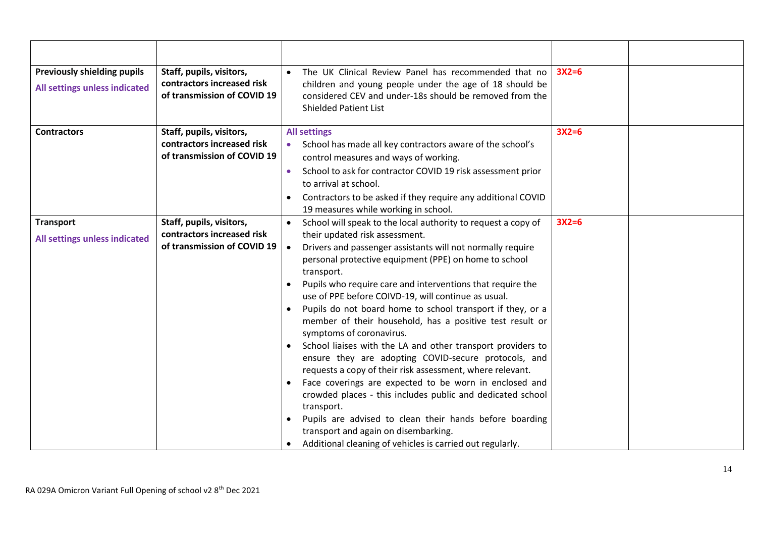| | | | | |
|---|---|---|---|---|
| **Previously shielding pupils**<br>**All settings unless indicated** | **Staff, pupils, visitors, contractors increased risk of transmission of COVID 19** | • The UK Clinical Review Panel has recommended that no children and young people under the age of 18 should be considered CEV and under-18s should be removed from the Shielded Patient List | **3X2=6** | |
| **Contractors** | **Staff, pupils, visitors, contractors increased risk of transmission of COVID 19** | **All settings**<br>• School has made all key contractors aware of the school's control measures and ways of working.<br>• School to ask for contractor COVID 19 risk assessment prior to arrival at school.<br>• Contractors to be asked if they require any additional COVID 19 measures while working in school. | **3X2=6** | |
| **Transport**<br>**All settings unless indicated** | **Staff, pupils, visitors, contractors increased risk of transmission of COVID 19** | • School will speak to the local authority to request a copy of their updated risk assessment.<br>• Drivers and passenger assistants will not normally require personal protective equipment (PPE) on home to school transport.<br>• Pupils who require care and interventions that require the use of PPE before COIVD-19, will continue as usual.<br>• Pupils do not board home to school transport if they, or a member of their household, has a positive test result or symptoms of coronavirus.<br>• School liaises with the LA and other transport providers to ensure they are adopting COVID-secure protocols, and requests a copy of their risk assessment, where relevant.<br>• Face coverings are expected to be worn in enclosed and crowded places - this includes public and dedicated school transport.<br>• Pupils are advised to clean their hands before boarding transport and again on disembarking.<br>• Additional cleaning of vehicles is carried out regularly. | **3X2=6** | |

RA 029A Omicron Variant Full Opening of school v2 8th Dec 2021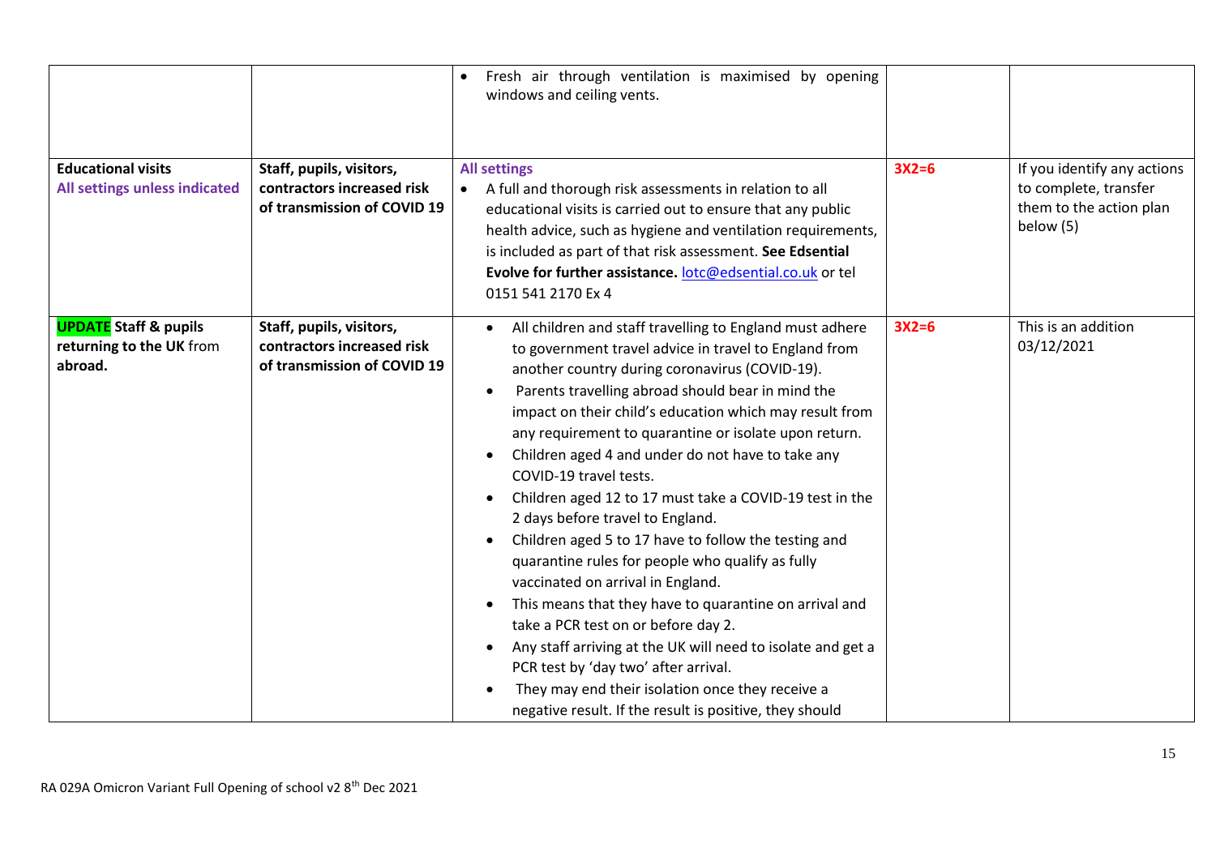| | | | | |
|---|---|---|---|---|
| | | • Fresh air through ventilation is maximised by opening windows and ceiling vents. | | |
| **Educational visits** **All settings unless indicated** | **Staff, pupils, visitors, contractors increased risk of transmission of COVID 19** | **All settings** <br> • A full and thorough risk assessments in relation to all educational visits is carried out to ensure that any public health advice, such as hygiene and ventilation requirements, is included as part of that risk assessment. **See Edsential Evolve for further assistance.** lotc@edsential.co.uk or tel 0151 541 2170 Ex 4 | **3X2=6** | If you identify any actions to complete, transfer them to the action plan below (5) |
| **UPDATE Staff & pupils returning to the UK** from **abroad.** | **Staff, pupils, visitors, contractors increased risk of transmission of COVID 19** | • All children and staff travelling to England must adhere to government travel advice in travel to England from another country during coronavirus (COVID-19). <br> • Parents travelling abroad should bear in mind the impact on their child's education which may result from any requirement to quarantine or isolate upon return. <br> • Children aged 4 and under do not have to take any COVID-19 travel tests. <br> • Children aged 12 to 17 must take a COVID-19 test in the 2 days before travel to England. <br> • Children aged 5 to 17 have to follow the testing and quarantine rules for people who qualify as fully vaccinated on arrival in England. <br> • This means that they have to quarantine on arrival and take a PCR test on or before day 2. <br> • Any staff arriving at the UK will need to isolate and get a PCR test by 'day two' after arrival. <br> • They may end their isolation once they receive a negative result. If the result is positive, they should | **3X2=6** | This is an addition 03/12/2021 |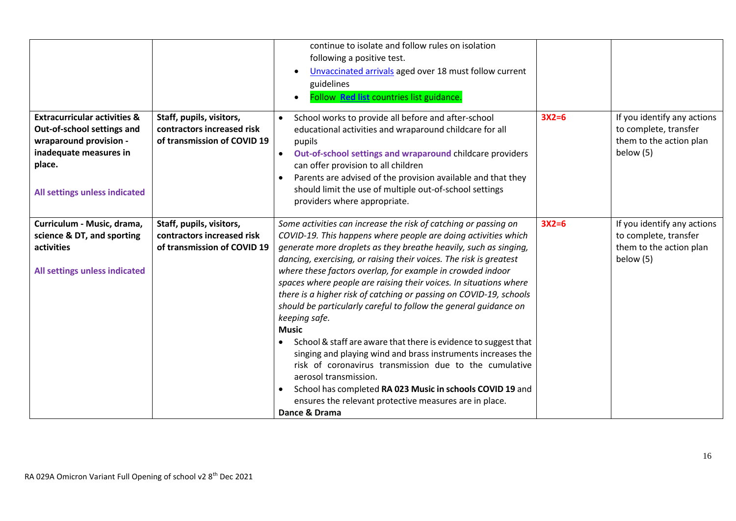| | | | | |
|---|---|---|---|---|
| | | continue to isolate and follow rules on isolation following a positive test.<br>• Unvaccinated arrivals aged over 18 must follow current guidelines<br>• Follow **Red list** countries list guidance. | | |
| **Extracurricular activities & Out-of-school settings and wraparound provision - inadequate measures in place.**<br><br>**All settings unless indicated** | **Staff, pupils, visitors, contractors increased risk of transmission of COVID 19** | • School works to provide all before and after-school educational activities and wraparound childcare for all pupils<br>• **Out-of-school settings and wraparound** childcare providers can offer provision to all children<br>• Parents are advised of the provision available and that they should limit the use of multiple out-of-school settings providers where appropriate. | **3X2=6** | If you identify any actions to complete, transfer them to the action plan below (5) |
| **Curriculum - Music, drama, science & DT, and sporting activities**<br><br>**All settings unless indicated** | **Staff, pupils, visitors, contractors increased risk of transmission of COVID 19** | *Some activities can increase the risk of catching or passing on COVID-19. This happens where people are doing activities which generate more droplets as they breathe heavily, such as singing, dancing, exercising, or raising their voices. The risk is greatest where these factors overlap, for example in crowded indoor spaces where people are raising their voices. In situations where there is a higher risk of catching or passing on COVID-19, schools should be particularly careful to follow the general guidance on keeping safe.*<br>**Music**<br>• School & staff are aware that there is evidence to suggest that singing and playing wind and brass instruments increases the risk of coronavirus transmission due to the cumulative aerosol transmission.<br>• School has completed **RA 023 Music in schools COVID 19** and ensures the relevant protective measures are in place.<br>**Dance & Drama** | **3X2=6** | If you identify any actions to complete, transfer them to the action plan below (5) |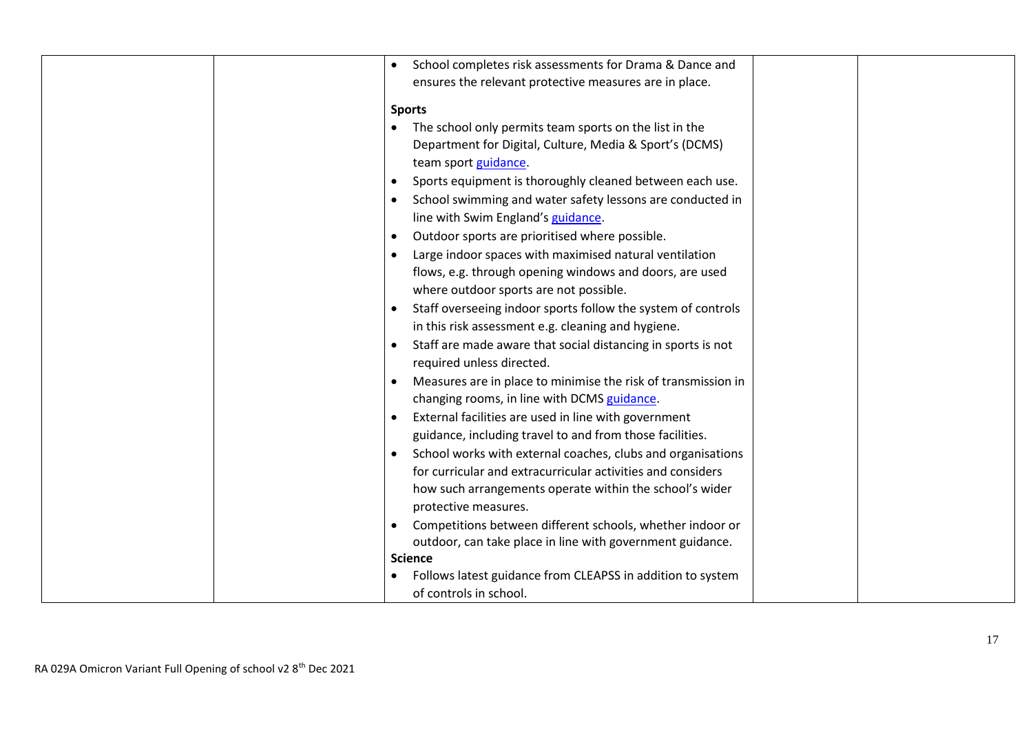| | | | | |
|---|---|---|---|---|
| | | • School completes risk assessments for Drama & Dance and ensures the relevant protective measures are in place.<br><br>**Sports**<br>• The school only permits team sports on the list in the Department for Digital, Culture, Media & Sport's (DCMS) team sport guidance.<br>• Sports equipment is thoroughly cleaned between each use.<br>• School swimming and water safety lessons are conducted in line with Swim England's guidance.<br>• Outdoor sports are prioritised where possible.<br>• Large indoor spaces with maximised natural ventilation flows, e.g. through opening windows and doors, are used where outdoor sports are not possible.<br>• Staff overseeing indoor sports follow the system of controls in this risk assessment e.g. cleaning and hygiene.<br>• Staff are made aware that social distancing in sports is not required unless directed.<br>• Measures are in place to minimise the risk of transmission in changing rooms, in line with DCMS guidance.<br>• External facilities are used in line with government guidance, including travel to and from those facilities.<br>• School works with external coaches, clubs and organisations for curricular and extracurricular activities and considers how such arrangements operate within the school's wider protective measures.<br>• Competitions between different schools, whether indoor or outdoor, can take place in line with government guidance.<br>**Science**<br>• Follows latest guidance from CLEAPSS in addition to system of controls in school. | | |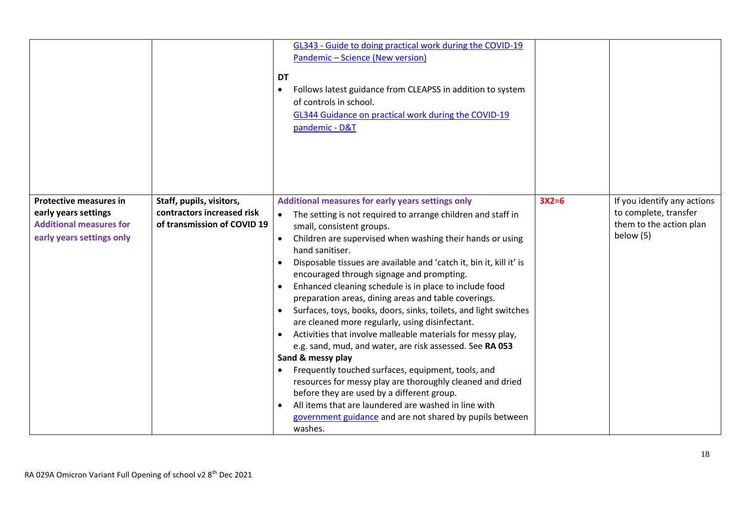| | | | | |
|---|---|---|---|---|
| | | GL343 - Guide to doing practical work during the COVID-19 Pandemic – Science (New version)<br><br>**DT**<br>• Follows latest guidance from CLEAPSS in addition to system of controls in school.<br>GL344 Guidance on practical work during the COVID-19 pandemic - D&T | | |
| **Protective measures in early years settings**<br>**Additional measures for early years settings only** | **Staff, pupils, visitors, contractors increased risk of transmission of COVID 19** | **Additional measures for early years settings only**<br>• The setting is not required to arrange children and staff in small, consistent groups.<br>• Children are supervised when washing their hands or using hand sanitiser.<br>• Disposable tissues are available and 'catch it, bin it, kill it' is encouraged through signage and prompting.<br>• Enhanced cleaning schedule is in place to include food preparation areas, dining areas and table coverings.<br>• Surfaces, toys, books, doors, sinks, toilets, and light switches are cleaned more regularly, using disinfectant.<br>• Activities that involve malleable materials for messy play, e.g. sand, mud, and water, are risk assessed. See **RA 053**<br>**Sand & messy play**<br>• Frequently touched surfaces, equipment, tools, and resources for messy play are thoroughly cleaned and dried before they are used by a different group.<br>• All items that are laundered are washed in line with government guidance and are not shared by pupils between washes. | **3X2=6** | If you identify any actions to complete, transfer them to the action plan below (5) |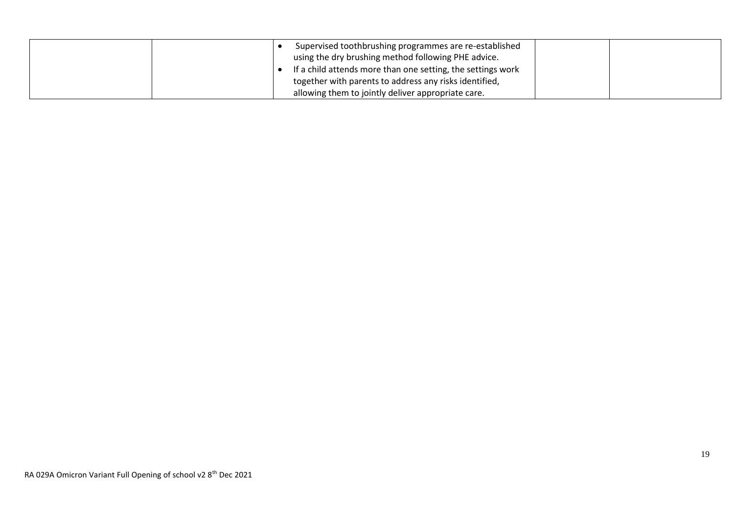| | | | | |
|---|---|---|---|---|
| | | • Supervised toothbrushing programmes are re-established using the dry brushing method following PHE advice.<br>• If a child attends more than one setting, the settings work together with parents to address any risks identified, allowing them to jointly deliver appropriate care. | | |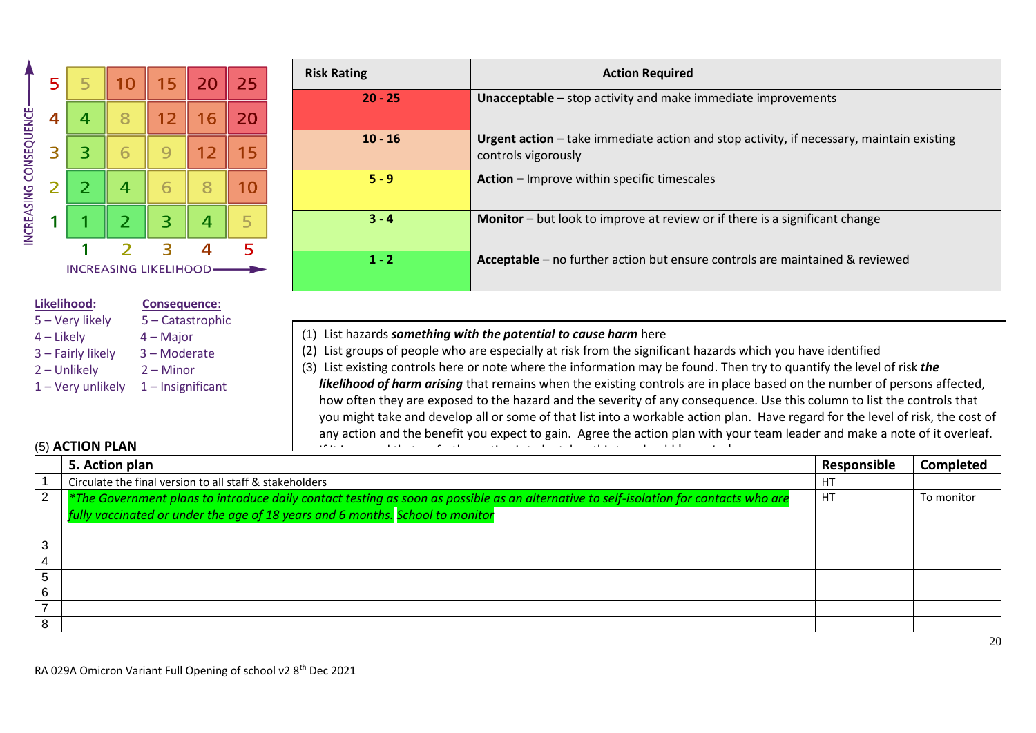| INCREASING CONSEQUENCE | 1 | 2 | 3 | 4 | 5 |
|---|---|---|---|---|---|
| 5 | 5 | 10 | 15 | 20 | 25 |
| 4 | 4 | 8 | 12 | 16 | 20 |
| 3 | 3 | 6 | 9 | 12 | 15 |
| 2 | 2 | 4 | 6 | 8 | 10 |
| 1 | 1 | 2 | 3 | 4 | 5 |

INCREASING LIKELIHOOD

| Risk Rating | Action Required |
|---|---|
| 20 - 25 | **Unacceptable** – stop activity and make immediate improvements |
| 10 - 16 | **Urgent action** – take immediate action and stop activity, if necessary, maintain existing controls vigorously |
| 5 - 9 | **Action –** Improve within specific timescales |
| 3 - 4 | **Monitor** – but look to improve at review or if there is a significant change |
| 1 - 2 | **Acceptable** – no further action but ensure controls are maintained & reviewed |

**Likelihood:**
5 – Very likely
4 – Likely
3 – Fairly likely
2 – Unlikely
1 – Very unlikely

**Consequence:**
5 – Catastrophic
4 – Major
3 – Moderate
2 – Minor
1 – Insignificant

(1) List hazards ***something with the potential to cause harm*** here
(2) List groups of people who are especially at risk from the significant hazards which you have identified
(3) List existing controls here or note where the information may be found. Then try to quantify the level of risk ***the likelihood of harm arising*** that remains when the existing controls are in place based on the number of persons affected, how often they are exposed to the hazard and the severity of any consequence. Use this column to list the controls that you might take and develop all or some of that list into a workable action plan. Have regard for the level of risk, the cost of any action and the benefit you expect to gain. Agree the action plan with your team leader and make a note of it overleaf.

(5) **ACTION PLAN**

| | 5. Action plan | Responsible | Completed |
|---|---|---|---|
| 1 | Circulate the final version to all staff & stakeholders | HT | |
| 2 | *\*The Government plans to introduce daily contact testing as soon as possible as an alternative to self-isolation for contacts who are fully vaccinated or under the age of 18 years and 6 months. School to monitor* | HT | To monitor |
| 3 | | | |
| 4 | | | |
| 5 | | | |
| 6 | | | |
| 7 | | | |
| 8 | | | |

RA 029A Omicron Variant Full Opening of school v2 8th Dec 2021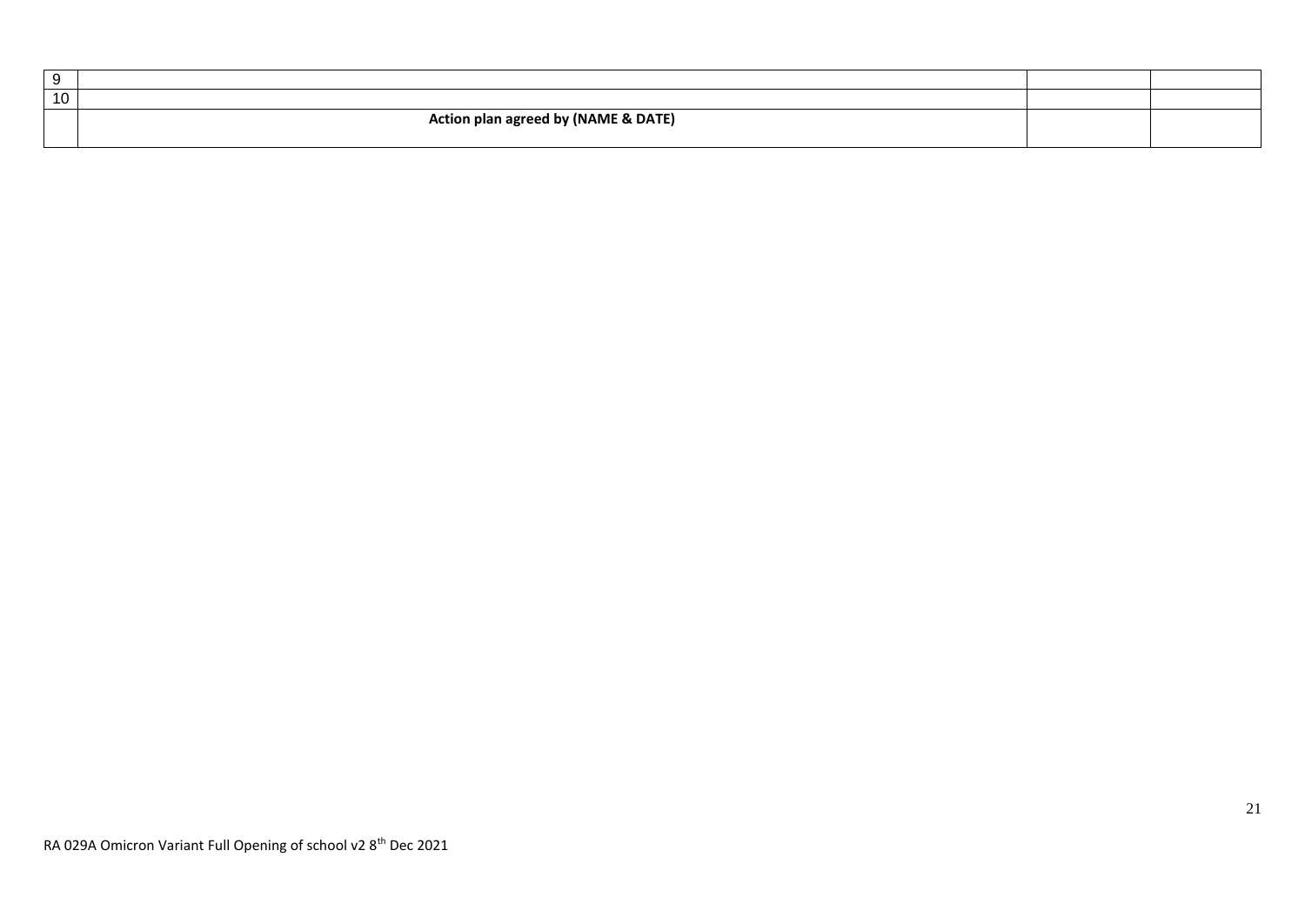| | | | |
|---|---|---|---|
| 9 | | | |
| 10 | | | |
| | **Action plan agreed by (NAME & DATE)** | | |